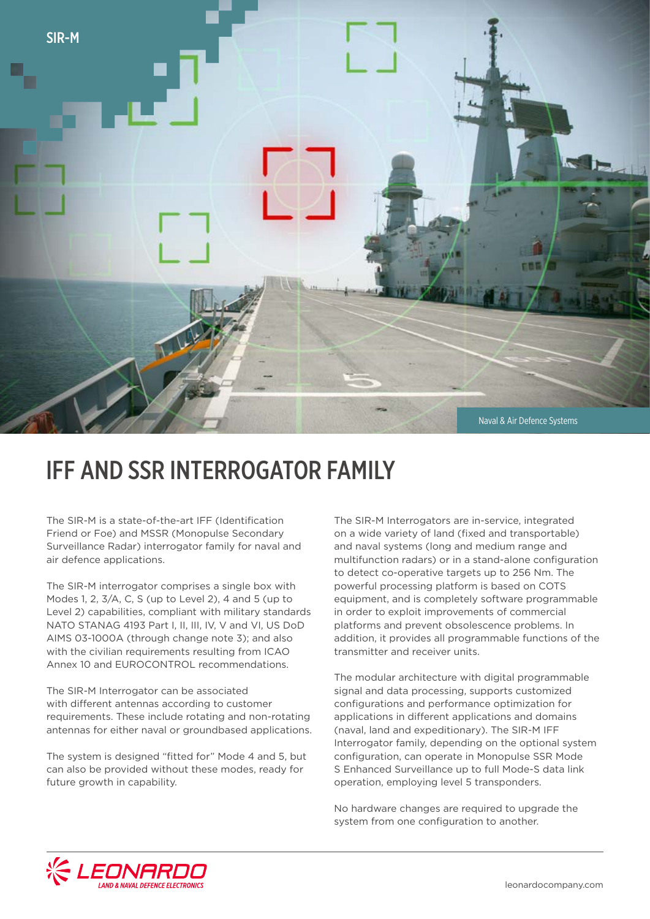SIR-M

Naval & Air Defence Systems

# IFF AND SSR INTERROGATOR FAMILY

The SIR-M is a state-of-the-art IFF (Identification Friend or Foe) and MSSR (Monopulse Secondary Surveillance Radar) interrogator family for naval and air defence applications.

The SIR-M interrogator comprises a single box with Modes 1, 2, 3/A, C, S (up to Level 2), 4 and 5 (up to Level 2) capabilities, compliant with military standards NATO STANAG 4193 Part I, II, III, IV, V and VI, US DoD AIMS 03-1000A (through change note 3); and also with the civilian requirements resulting from ICAO Annex 10 and EUROCONTROL recommendations.

The SIR-M Interrogator can be associated with different antennas according to customer requirements. These include rotating and non-rotating antennas for either naval or groundbased applications.

The system is designed "fitted for" Mode 4 and 5, but can also be provided without these modes, ready for future growth in capability.

The SIR-M Interrogators are in-service, integrated on a wide variety of land (fixed and transportable) and naval systems (long and medium range and multifunction radars) or in a stand-alone configuration to detect co-operative targets up to 256 Nm. The powerful processing platform is based on COTS equipment, and is completely software programmable in order to exploit improvements of commercial platforms and prevent obsolescence problems. In addition, it provides all programmable functions of the transmitter and receiver units.

The modular architecture with digital programmable signal and data processing, supports customized configurations and performance optimization for applications in different applications and domains (naval, land and expeditionary). The SIR-M IFF Interrogator family, depending on the optional system configuration, can operate in Monopulse SSR Mode S Enhanced Surveillance up to full Mode-S data link operation, employing level 5 transponders.

No hardware changes are required to upgrade the system from one configuration to another.

LEONARDO
LAND & NAVAL DEFENCE ELECTRONICS

leonardocompany.com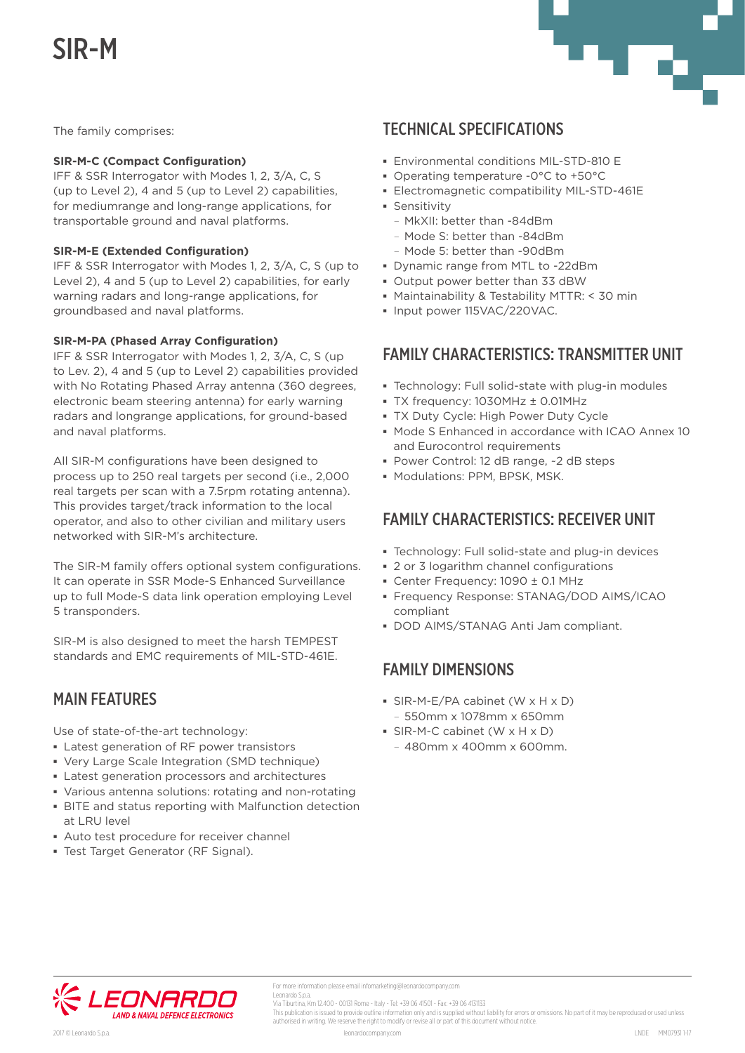# SIR-M

The family comprises:

**SIR-M-C (Compact Configuration)**
IFF & SSR Interrogator with Modes 1, 2, 3/A, C, S (up to Level 2), 4 and 5 (up to Level 2) capabilities, for mediumrange and long-range applications, for transportable ground and naval platforms.

**SIR-M-E (Extended Configuration)**
IFF & SSR Interrogator with Modes 1, 2, 3/A, C, S (up to Level 2), 4 and 5 (up to Level 2) capabilities, for early warning radars and long-range applications, for groundbased and naval platforms.

**SIR-M-PA (Phased Array Configuration)**
IFF & SSR Interrogator with Modes 1, 2, 3/A, C, S (up to Lev. 2), 4 and 5 (up to Level 2) capabilities provided with No Rotating Phased Array antenna (360 degrees, electronic beam steering antenna) for early warning radars and longrange applications, for ground-based and naval platforms.

All SIR-M configurations have been designed to process up to 250 real targets per second (i.e., 2,000 real targets per scan with a 7.5rpm rotating antenna). This provides target/track information to the local operator, and also to other civilian and military users networked with SIR-M's architecture.

The SIR-M family offers optional system configurations. It can operate in SSR Mode-S Enhanced Surveillance up to full Mode-S data link operation employing Level 5 transponders.

SIR-M is also designed to meet the harsh TEMPEST standards and EMC requirements of MIL-STD-461E.

## MAIN FEATURES

Use of state-of-the-art technology:

- Latest generation of RF power transistors
- Very Large Scale Integration (SMD technique)
- Latest generation processors and architectures
- Various antenna solutions: rotating and non-rotating
- BITE and status reporting with Malfunction detection at LRU level
- Auto test procedure for receiver channel
- Test Target Generator (RF Signal).

## TECHNICAL SPECIFICATIONS

- Environmental conditions MIL-STD-810 E
- Operating temperature -0°C to +50°C
- Electromagnetic compatibility MIL-STD-461E
- Sensitivity
  - MkXII: better than -84dBm
  - Mode S: better than -84dBm
  - Mode 5: better than -90dBm
- Dynamic range from MTL to -22dBm
- Output power better than 33 dBW
- Maintainability & Testability MTTR: < 30 min
- Input power 115VAC/220VAC.

## FAMILY CHARACTERISTICS: TRANSMITTER UNIT

- Technology: Full solid-state with plug-in modules
- TX frequency: 1030MHz ± 0.01MHz
- TX Duty Cycle: High Power Duty Cycle
- Mode S Enhanced in accordance with ICAO Annex 10 and Eurocontrol requirements
- Power Control: 12 dB range, ~2 dB steps
- Modulations: PPM, BPSK, MSK.

## FAMILY CHARACTERISTICS: RECEIVER UNIT

- Technology: Full solid-state and plug-in devices
- 2 or 3 logarithm channel configurations
- Center Frequency: 1090 ± 0.1 MHz
- Frequency Response: STANAG/DOD AIMS/ICAO compliant
- DOD AIMS/STANAG Anti Jam compliant.

## FAMILY DIMENSIONS

- SIR-M-E/PA cabinet (W x H x D)
  - 550mm x 1078mm x 650mm
- SIR-M-C cabinet (W x H x D)
  - 480mm x 400mm x 600mm.

LEONARDO
LAND & NAVAL DEFENCE ELECTRONICS

For more information please email infomarketing@leonardocompany.com

Leonardo S.p.a.
Via Tiburtina, Km 12.400 - 00131 Rome - Italy - Tel: +39 06 41501 - Fax: +39 06 4131133
This publication is issued to provide outline information only and is supplied without liability for errors or omissions. No part of it may be reproduced or used unless authorised in writing. We reserve the right to modify or revise all or part of this document without notice.

2017 © Leonardo S.p.a. leonardocompany.com LNDE MM07931 1-17